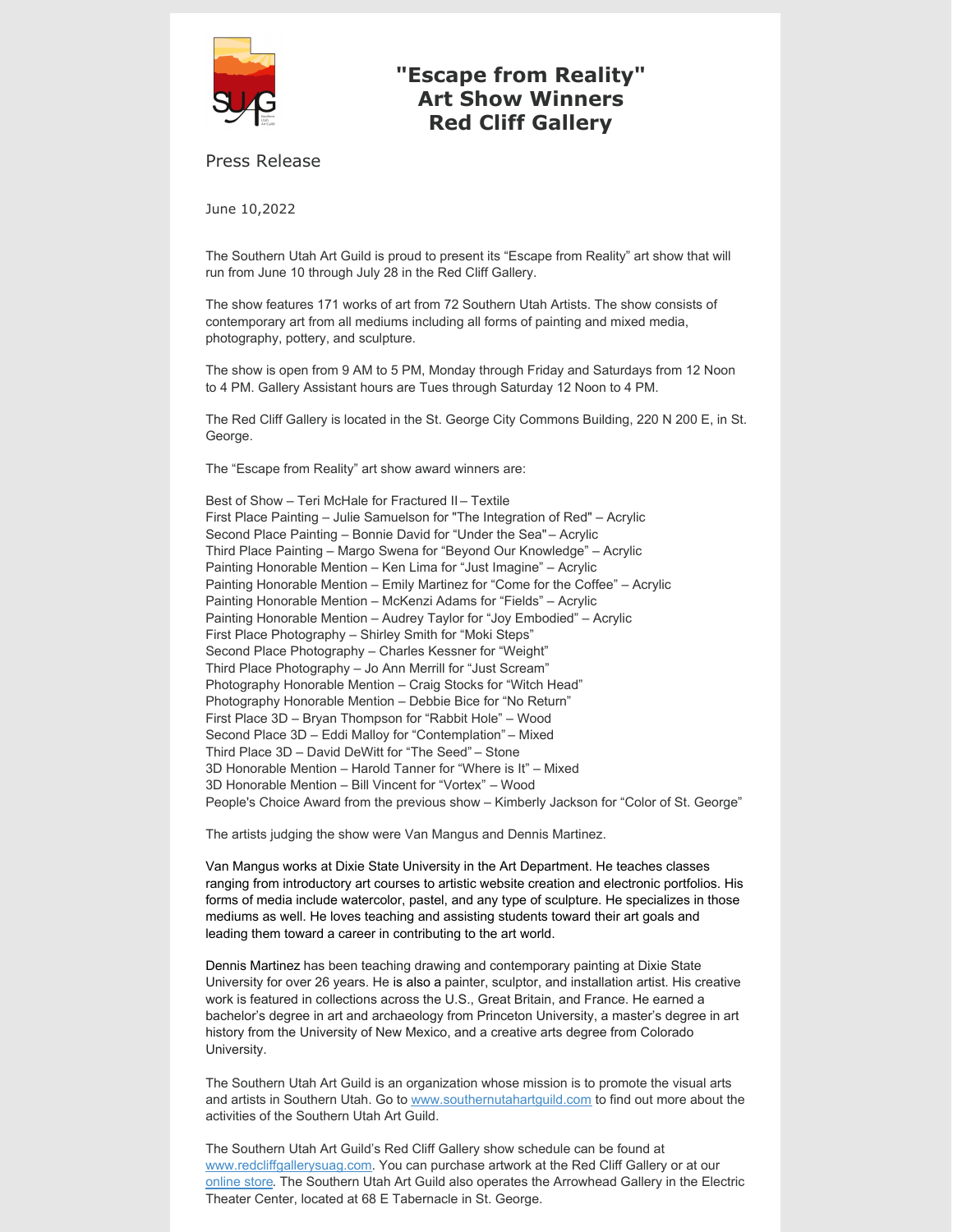# "Escape from Reality" Art Show Winners Red Cliff Gallery

Press Release

June 10,2022

The Southern Utah Art Guild is proud to present its “Escape from Reality” art show that will run from June 10 through July 28 in the Red Cliff Gallery.

The show features 171 works of art from 72 Southern Utah Artists. The show consists of contemporary art from all mediums including all forms of painting and mixed media, photography, pottery, and sculpture.

The show is open from 9 AM to 5 PM, Monday through Friday and Saturdays from 12 Noon to 4 PM. Gallery Assistant hours are Tues through Saturday 12 Noon to 4 PM.

The Red Cliff Gallery is located in the St. George City Commons Building, 220 N 200 E, in St. George.

The “Escape from Reality” art show award winners are:

Best of Show – Teri McHale for Fractured II – Textile
First Place Painting – Julie Samuelson for "The Integration of Red" – Acrylic
Second Place Painting – Bonnie David for “Under the Sea” – Acrylic
Third Place Painting – Margo Swena for “Beyond Our Knowledge” – Acrylic
Painting Honorable Mention – Ken Lima for “Just Imagine” – Acrylic
Painting Honorable Mention – Emily Martinez for “Come for the Coffee” – Acrylic
Painting Honorable Mention – McKenzi Adams for “Fields” – Acrylic
Painting Honorable Mention – Audrey Taylor for “Joy Embodied” – Acrylic
First Place Photography – Shirley Smith for “Moki Steps”
Second Place Photography – Charles Kessner for “Weight”
Third Place Photography – Jo Ann Merrill for “Just Scream”
Photography Honorable Mention – Craig Stocks for “Witch Head”
Photography Honorable Mention – Debbie Bice for “No Return”
First Place 3D – Bryan Thompson for “Rabbit Hole” – Wood
Second Place 3D – Eddi Malloy for “Contemplation” – Mixed
Third Place 3D – David DeWitt for “The Seed” – Stone
3D Honorable Mention – Harold Tanner for “Where is It” – Mixed
3D Honorable Mention – Bill Vincent for “Vortex” – Wood
People's Choice Award from the previous show – Kimberly Jackson for “Color of St. George”

The artists judging the show were Van Mangus and Dennis Martinez.

Van Mangus works at Dixie State University in the Art Department. He teaches classes ranging from introductory art courses to artistic website creation and electronic portfolios. His forms of media include watercolor, pastel, and any type of sculpture. He specializes in those mediums as well. He loves teaching and assisting students toward their art goals and leading them toward a career in contributing to the art world.

Dennis Martinez has been teaching drawing and contemporary painting at Dixie State University for over 26 years. He is also a painter, sculptor, and installation artist. His creative work is featured in collections across the U.S., Great Britain, and France. He earned a bachelor’s degree in art and archaeology from Princeton University, a master’s degree in art history from the University of New Mexico, and a creative arts degree from Colorado University.

The Southern Utah Art Guild is an organization whose mission is to promote the visual arts and artists in Southern Utah. Go to www.southernutahartguild.com to find out more about the activities of the Southern Utah Art Guild.

The Southern Utah Art Guild’s Red Cliff Gallery show schedule can be found at www.redcliffgallerysuag.com. You can purchase artwork at the Red Cliff Gallery or at our online store. The Southern Utah Art Guild also operates the Arrowhead Gallery in the Electric Theater Center, located at 68 E Tabernacle in St. George.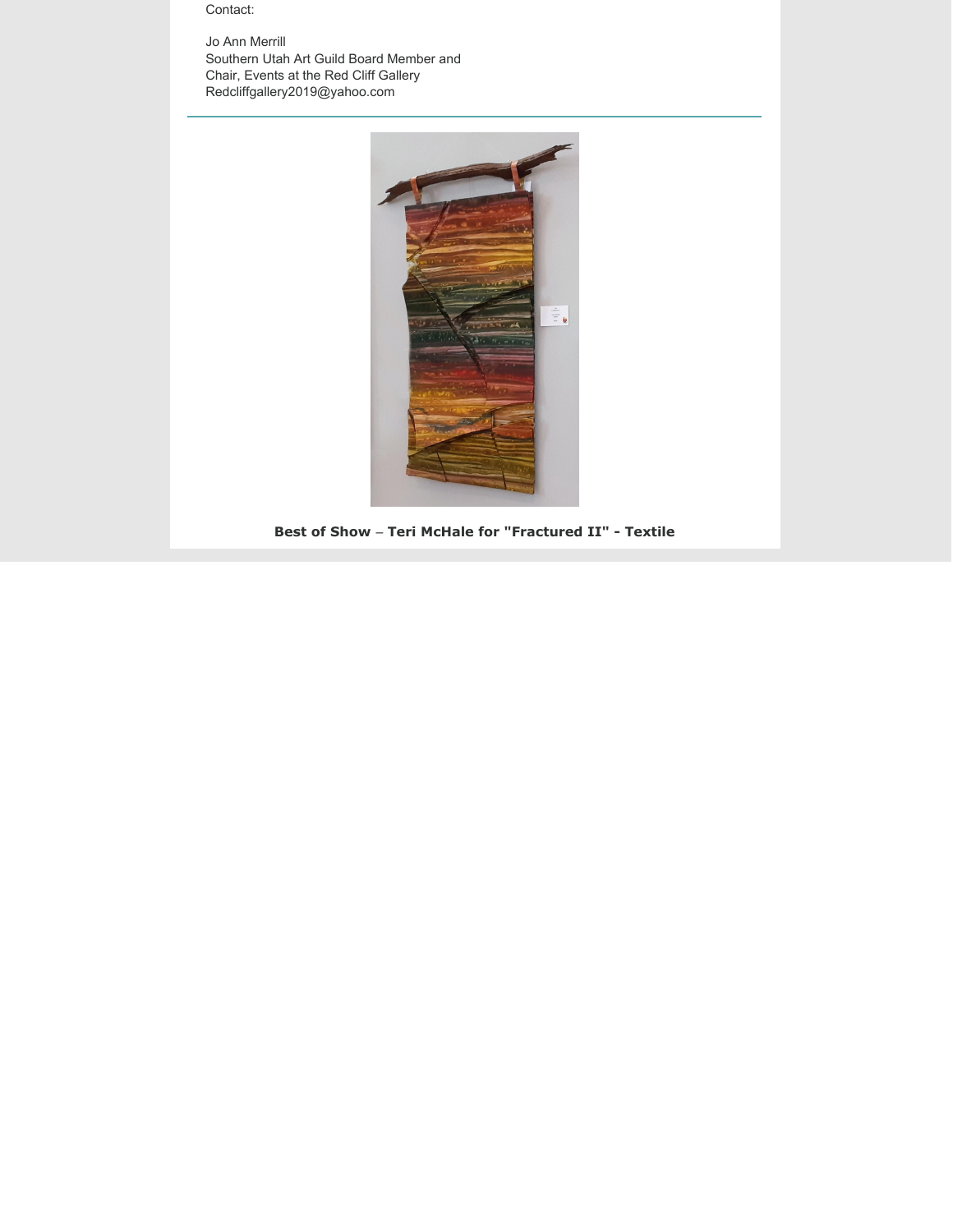Contact:

Jo Ann Merrill
Southern Utah Art Guild Board Member and
Chair, Events at the Red Cliff Gallery
Redcliffgallery2019@yahoo.com

---

**Best of Show – Teri McHale for "Fractured II" - Textile**